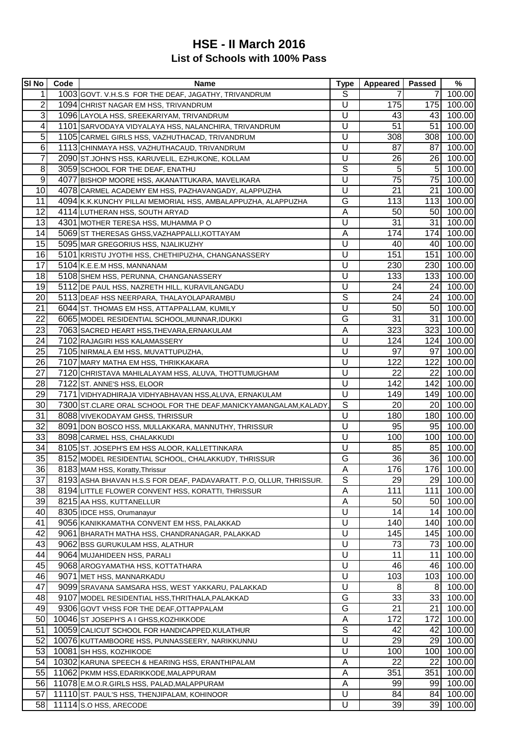# HSE - II March 2016

## List of Schools with 100% Pass

| Sl No | Code | Name | Type | Appeared | Passed | % |
|---|---|---|---|---|---|---|
| 1 | 1003 | GOVT. V.H.S.S FOR THE DEAF, JAGATHY, TRIVANDRUM | S | 7 | 7 | 100.00 |
| 2 | 1094 | CHRIST NAGAR EM HSS, TRIVANDRUM | U | 175 | 175 | 100.00 |
| 3 | 1096 | LAYOLA HSS, SREEKARIYAM, TRIVANDRUM | U | 43 | 43 | 100.00 |
| 4 | 1101 | SARVODAYA VIDYALAYA HSS, NALANCHIRA, TRIVANDRUM | U | 51 | 51 | 100.00 |
| 5 | 1105 | CARMEL GIRLS HSS, VAZHUTHACAD, TRIVANDRUM | U | 308 | 308 | 100.00 |
| 6 | 1113 | CHINMAYA HSS, VAZHUTHACAUD, TRIVANDRUM | U | 87 | 87 | 100.00 |
| 7 | 2090 | ST.JOHN'S HSS, KARUVELIL, EZHUKONE, KOLLAM | U | 26 | 26 | 100.00 |
| 8 | 3059 | SCHOOL FOR THE DEAF, ENATHU | S | 5 | 5 | 100.00 |
| 9 | 4077 | BISHOP MOORE HSS, AKANATTUKARA, MAVELIKARA | U | 75 | 75 | 100.00 |
| 10 | 4078 | CARMEL ACADEMY EM HSS, PAZHAVANGADY, ALAPPUZHA | U | 21 | 21 | 100.00 |
| 11 | 4094 | K.K.KUNCHY PILLAI MEMORIAL HSS, AMBALAPPUZHA, ALAPPUZHA | G | 113 | 113 | 100.00 |
| 12 | 4114 | LUTHERAN HSS, SOUTH ARYAD | A | 50 | 50 | 100.00 |
| 13 | 4301 | MOTHER TERESA HSS, MUHAMMA P O | U | 31 | 31 | 100.00 |
| 14 | 5069 | ST THERESAS GHSS,VAZHAPPALLI,KOTTAYAM | A | 174 | 174 | 100.00 |
| 15 | 5095 | MAR GREGORIUS HSS, NJALIKUZHY | U | 40 | 40 | 100.00 |
| 16 | 5101 | KRISTU JYOTHI HSS, CHETHIPUZHA, CHANGANASSERY | U | 151 | 151 | 100.00 |
| 17 | 5104 | K.E.E.M HSS, MANNANAM | U | 230 | 230 | 100.00 |
| 18 | 5108 | SHEM HSS, PERUNNA, CHANGANASSERY | U | 133 | 133 | 100.00 |
| 19 | 5112 | DE PAUL HSS, NAZRETH HILL, KURAVILANGADU | U | 24 | 24 | 100.00 |
| 20 | 5113 | DEAF HSS NEERPARA, THALAYOLAPARAMBU | S | 24 | 24 | 100.00 |
| 21 | 6044 | ST. THOMAS EM HSS, ATTAPPALLAM, KUMILY | U | 50 | 50 | 100.00 |
| 22 | 6065 | MODEL RESIDENTIAL SCHOOL,MUNNAR,IDUKKI | G | 31 | 31 | 100.00 |
| 23 | 7063 | SACRED HEART HSS,THEVARA,ERNAKULAM | A | 323 | 323 | 100.00 |
| 24 | 7102 | RAJAGIRI HSS KALAMASSERY | U | 124 | 124 | 100.00 |
| 25 | 7105 | NIRMALA EM HSS, MUVATTUPUZHA, | U | 97 | 97 | 100.00 |
| 26 | 7107 | MARY MATHA EM HSS, THRIKKAKARA | U | 122 | 122 | 100.00 |
| 27 | 7120 | CHRISTAVA MAHILALAYAM HSS, ALUVA, THOTTUMUGHAM | U | 22 | 22 | 100.00 |
| 28 | 7122 | ST. ANNE'S HSS, ELOOR | U | 142 | 142 | 100.00 |
| 29 | 7171 | VIDHYADHIRAJA VIDHYABHAVAN HSS,ALUVA, ERNAKULAM | U | 149 | 149 | 100.00 |
| 30 | 7300 | ST.CLARE ORAL SCHOOL FOR THE DEAF,MANICKYAMANGALAM,KALADY, | S | 20 | 20 | 100.00 |
| 31 | 8088 | VIVEKODAYAM GHSS, THRISSUR | U | 180 | 180 | 100.00 |
| 32 | 8091 | DON BOSCO HSS, MULLAKKARA, MANNUTHY, THRISSUR | U | 95 | 95 | 100.00 |
| 33 | 8098 | CARMEL HSS, CHALAKKUDI | U | 100 | 100 | 100.00 |
| 34 | 8105 | ST. JOSEPH'S EM HSS ALOOR, KALLETTINKARA | U | 85 | 85 | 100.00 |
| 35 | 8152 | MODEL RESIDENTIAL SCHOOL, CHALAKKUDY, THRISSUR | G | 36 | 36 | 100.00 |
| 36 | 8183 | MAM HSS, Koratty,Thrissur | A | 176 | 176 | 100.00 |
| 37 | 8193 | ASHA BHAVAN H.S.S FOR DEAF, PADAVARATT. P.O, OLLUR, THRISSUR. | S | 29 | 29 | 100.00 |
| 38 | 8194 | LITTLE FLOWER CONVENT HSS, KORATTI, THRISSUR | A | 111 | 111 | 100.00 |
| 39 | 8215 | AA HSS, KUTTANELLUR | A | 50 | 50 | 100.00 |
| 40 | 8305 | IDCE HSS, Orumanayur | U | 14 | 14 | 100.00 |
| 41 | 9056 | KANIKKAMATHA CONVENT EM HSS, PALAKKAD | U | 140 | 140 | 100.00 |
| 42 | 9061 | BHARATH MATHA HSS, CHANDRANAGAR, PALAKKAD | U | 145 | 145 | 100.00 |
| 43 | 9062 | BSS GURUKULAM HSS, ALATHUR | U | 73 | 73 | 100.00 |
| 44 | 9064 | MUJAHIDEEN HSS, PARALI | U | 11 | 11 | 100.00 |
| 45 | 9068 | AROGYAMATHA HSS, KOTTATHARA | U | 46 | 46 | 100.00 |
| 46 | 9071 | MET HSS, MANNARKADU | U | 103 | 103 | 100.00 |
| 47 | 9099 | SRAVANA SAMSARA HSS, WEST YAKKARU, PALAKKAD | U | 8 | 8 | 100.00 |
| 48 | 9107 | MODEL RESIDENTIAL HSS,THRITHALA,PALAKKAD | G | 33 | 33 | 100.00 |
| 49 | 9306 | GOVT VHSS FOR THE DEAF,OTTAPPALAM | G | 21 | 21 | 100.00 |
| 50 | 10046 | ST JOSEPH'S A I GHSS,KOZHIKKODE | A | 172 | 172 | 100.00 |
| 51 | 10059 | CALICUT SCHOOL FOR HANDICAPPED,KULATHUR | S | 42 | 42 | 100.00 |
| 52 | 10076 | KUTTAMBOORE HSS, PUNNASSEERY, NARIKKUNNU | U | 29 | 29 | 100.00 |
| 53 | 10081 | SH HSS, KOZHIKODE | U | 100 | 100 | 100.00 |
| 54 | 10302 | KARUNA SPEECH & HEARING HSS, ERANTHIPALAM | A | 22 | 22 | 100.00 |
| 55 | 11062 | PKMM HSS,EDARIKKODE,MALAPPURAM | A | 351 | 351 | 100.00 |
| 56 | 11078 | E.M.O.R.GIRLS HSS, PALAD,MALAPPURAM | A | 99 | 99 | 100.00 |
| 57 | 11110 | ST. PAUL'S HSS, THENJIPALAM, KOHINOOR | U | 84 | 84 | 100.00 |
| 58 | 11114 | S.O HSS, ARECODE | U | 39 | 39 | 100.00 |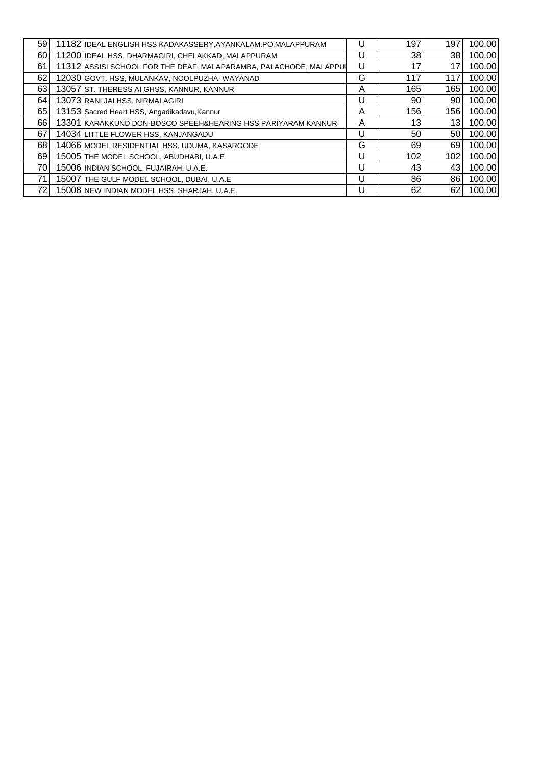| | | | | | | |
|---|---|---|---|---|---|---|
| 59 | 11182 | IDEAL ENGLISH HSS KADAKASSERY,AYANKALAM.PO.MALAPPURAM | U | 197 | 197 | 100.00 |
| 60 | 11200 | IDEAL HSS, DHARMAGIRI, CHELAKKAD, MALAPPURAM | U | 38 | 38 | 100.00 |
| 61 | 11312 | ASSISI SCHOOL FOR THE DEAF, MALAPARAMBA, PALACHODE, MALAPPU | U | 17 | 17 | 100.00 |
| 62 | 12030 | GOVT. HSS, MULANKAV, NOOLPUZHA, WAYANAD | G | 117 | 117 | 100.00 |
| 63 | 13057 | ST. THERESS AI GHSS, KANNUR, KANNUR | A | 165 | 165 | 100.00 |
| 64 | 13073 | RANI JAI HSS, NIRMALAGIRI | U | 90 | 90 | 100.00 |
| 65 | 13153 | Sacred Heart HSS, Angadikadavu,Kannur | A | 156 | 156 | 100.00 |
| 66 | 13301 | KARAKKUND DON-BOSCO SPEEH&HEARING HSS PARIYARAM KANNUR | A | 13 | 13 | 100.00 |
| 67 | 14034 | LITTLE FLOWER HSS, KANJANGADU | U | 50 | 50 | 100.00 |
| 68 | 14066 | MODEL RESIDENTIAL HSS, UDUMA, KASARGODE | G | 69 | 69 | 100.00 |
| 69 | 15005 | THE MODEL SCHOOL, ABUDHABI, U.A.E. | U | 102 | 102 | 100.00 |
| 70 | 15006 | INDIAN SCHOOL, FUJAIRAH, U.A.E. | U | 43 | 43 | 100.00 |
| 71 | 15007 | THE GULF MODEL SCHOOL, DUBAI, U.A.E | U | 86 | 86 | 100.00 |
| 72 | 15008 | NEW INDIAN MODEL HSS, SHARJAH, U.A.E. | U | 62 | 62 | 100.00 |